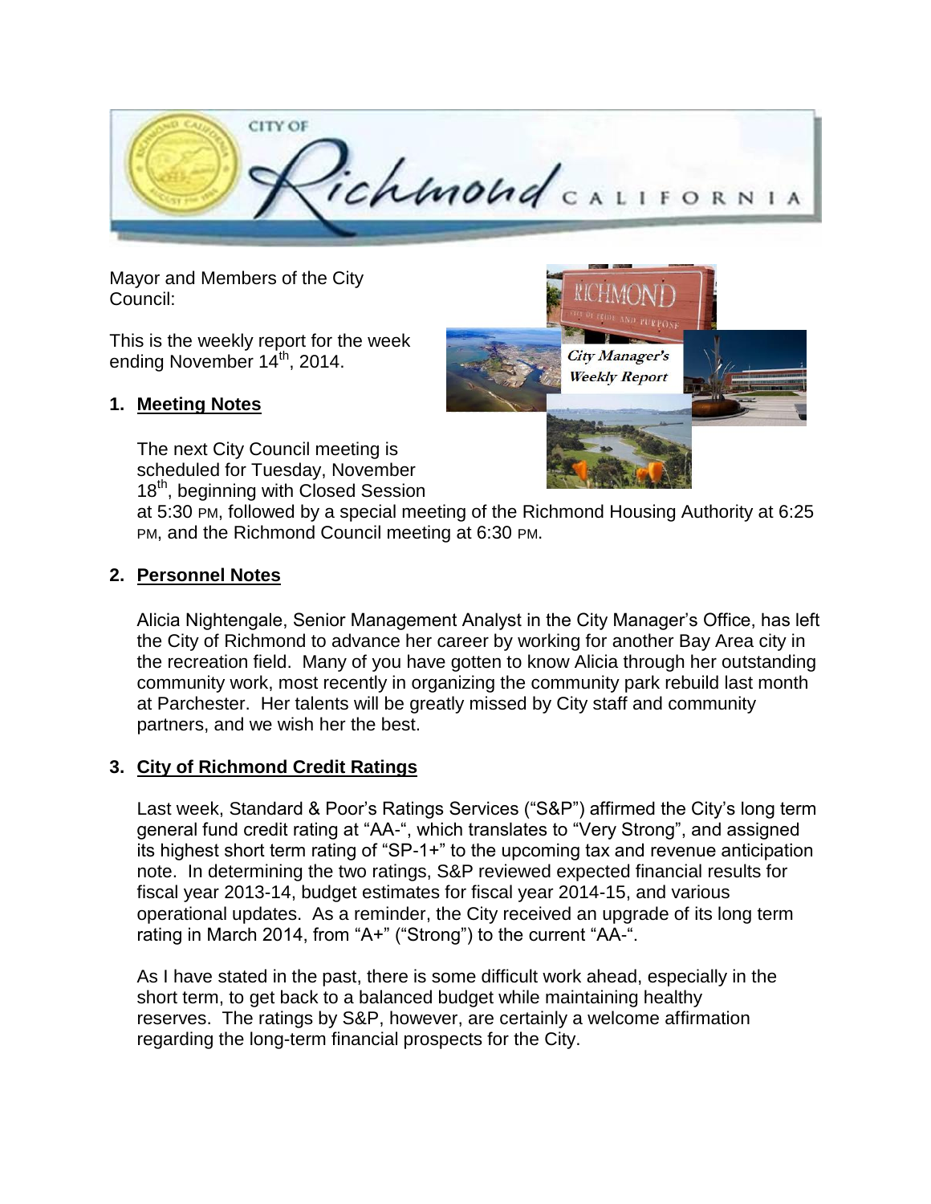Mayor and Members of the City Council:

This is the weekly report for the week ending November 14th, 2014.

## 1. Meeting Notes

The next City Council meeting is scheduled for Tuesday, November 18th, beginning with Closed Session at 5:30 PM, followed by a special meeting of the Richmond Housing Authority at 6:25 PM, and the Richmond Council meeting at 6:30 PM.

## 2. Personnel Notes

Alicia Nightengale, Senior Management Analyst in the City Manager's Office, has left the City of Richmond to advance her career by working for another Bay Area city in the recreation field. Many of you have gotten to know Alicia through her outstanding community work, most recently in organizing the community park rebuild last month at Parchester. Her talents will be greatly missed by City staff and community partners, and we wish her the best.

## 3. City of Richmond Credit Ratings

Last week, Standard & Poor's Ratings Services ("S&P") affirmed the City's long term general fund credit rating at "AA-", which translates to "Very Strong", and assigned its highest short term rating of "SP-1+" to the upcoming tax and revenue anticipation note. In determining the two ratings, S&P reviewed expected financial results for fiscal year 2013-14, budget estimates for fiscal year 2014-15, and various operational updates. As a reminder, the City received an upgrade of its long term rating in March 2014, from "A+" ("Strong") to the current "AA-".

As I have stated in the past, there is some difficult work ahead, especially in the short term, to get back to a balanced budget while maintaining healthy reserves. The ratings by S&P, however, are certainly a welcome affirmation regarding the long-term financial prospects for the City.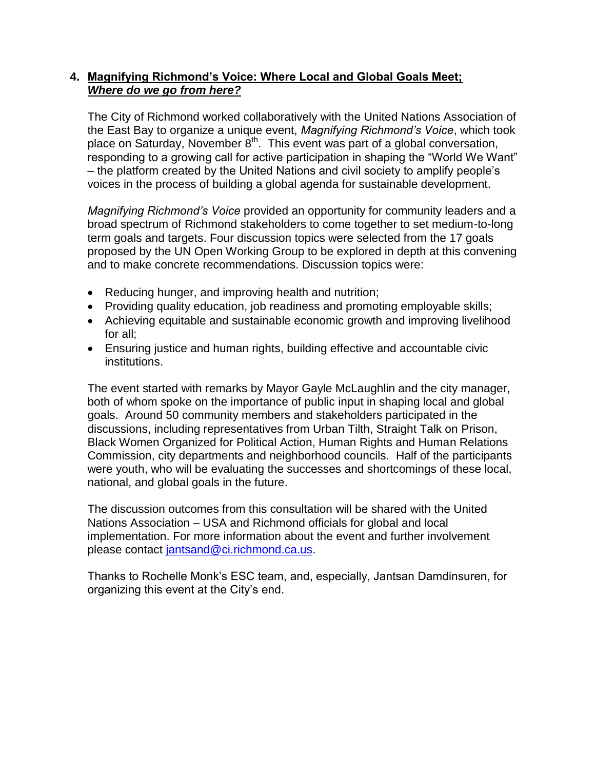## 4. Magnifying Richmond's Voice: Where Local and Global Goals Meet; *Where do we go from here?*

The City of Richmond worked collaboratively with the United Nations Association of the East Bay to organize a unique event, *Magnifying Richmond's Voice*, which took place on Saturday, November 8th. This event was part of a global conversation, responding to a growing call for active participation in shaping the "World We Want" – the platform created by the United Nations and civil society to amplify people's voices in the process of building a global agenda for sustainable development.

*Magnifying Richmond's Voice* provided an opportunity for community leaders and a broad spectrum of Richmond stakeholders to come together to set medium-to-long term goals and targets. Four discussion topics were selected from the 17 goals proposed by the UN Open Working Group to be explored in depth at this convening and to make concrete recommendations. Discussion topics were:

- Reducing hunger, and improving health and nutrition;
- Providing quality education, job readiness and promoting employable skills;
- Achieving equitable and sustainable economic growth and improving livelihood for all;
- Ensuring justice and human rights, building effective and accountable civic institutions.

The event started with remarks by Mayor Gayle McLaughlin and the city manager, both of whom spoke on the importance of public input in shaping local and global goals. Around 50 community members and stakeholders participated in the discussions, including representatives from Urban Tilth, Straight Talk on Prison, Black Women Organized for Political Action, Human Rights and Human Relations Commission, city departments and neighborhood councils. Half of the participants were youth, who will be evaluating the successes and shortcomings of these local, national, and global goals in the future.

The discussion outcomes from this consultation will be shared with the United Nations Association – USA and Richmond officials for global and local implementation. For more information about the event and further involvement please contact jantsand@ci.richmond.ca.us.

Thanks to Rochelle Monk's ESC team, and, especially, Jantsan Damdinsuren, for organizing this event at the City's end.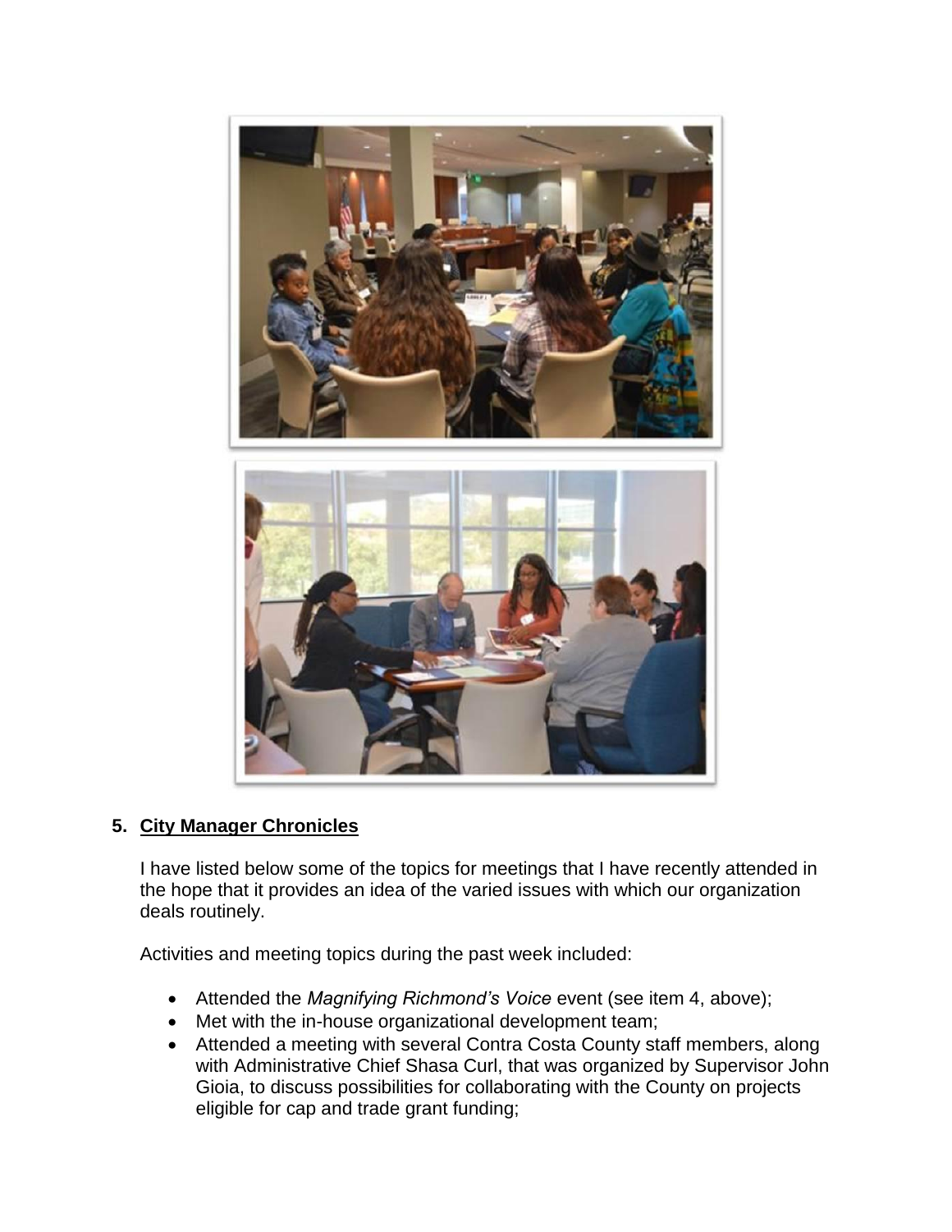## 5. City Manager Chronicles

I have listed below some of the topics for meetings that I have recently attended in the hope that it provides an idea of the varied issues with which our organization deals routinely.

Activities and meeting topics during the past week included:

- Attended the *Magnifying Richmond's Voice* event (see item 4, above);
- Met with the in-house organizational development team;
- Attended a meeting with several Contra Costa County staff members, along with Administrative Chief Shasa Curl, that was organized by Supervisor John Gioia, to discuss possibilities for collaborating with the County on projects eligible for cap and trade grant funding;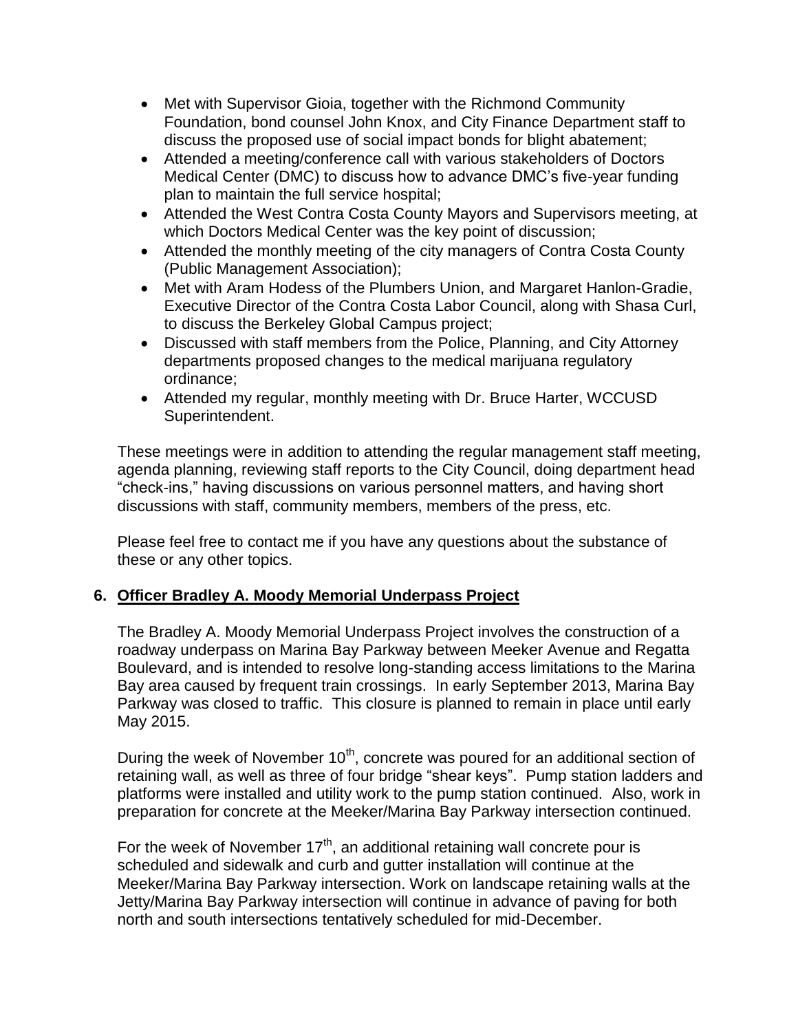- Met with Supervisor Gioia, together with the Richmond Community Foundation, bond counsel John Knox, and City Finance Department staff to discuss the proposed use of social impact bonds for blight abatement;
- Attended a meeting/conference call with various stakeholders of Doctors Medical Center (DMC) to discuss how to advance DMC's five-year funding plan to maintain the full service hospital;
- Attended the West Contra Costa County Mayors and Supervisors meeting, at which Doctors Medical Center was the key point of discussion;
- Attended the monthly meeting of the city managers of Contra Costa County (Public Management Association);
- Met with Aram Hodess of the Plumbers Union, and Margaret Hanlon-Gradie, Executive Director of the Contra Costa Labor Council, along with Shasa Curl, to discuss the Berkeley Global Campus project;
- Discussed with staff members from the Police, Planning, and City Attorney departments proposed changes to the medical marijuana regulatory ordinance;
- Attended my regular, monthly meeting with Dr. Bruce Harter, WCCUSD Superintendent.

These meetings were in addition to attending the regular management staff meeting, agenda planning, reviewing staff reports to the City Council, doing department head "check-ins," having discussions on various personnel matters, and having short discussions with staff, community members, members of the press, etc.

Please feel free to contact me if you have any questions about the substance of these or any other topics.

## 6. Officer Bradley A. Moody Memorial Underpass Project

The Bradley A. Moody Memorial Underpass Project involves the construction of a roadway underpass on Marina Bay Parkway between Meeker Avenue and Regatta Boulevard, and is intended to resolve long-standing access limitations to the Marina Bay area caused by frequent train crossings. In early September 2013, Marina Bay Parkway was closed to traffic. This closure is planned to remain in place until early May 2015.

During the week of November 10th, concrete was poured for an additional section of retaining wall, as well as three of four bridge "shear keys". Pump station ladders and platforms were installed and utility work to the pump station continued. Also, work in preparation for concrete at the Meeker/Marina Bay Parkway intersection continued.

For the week of November 17th, an additional retaining wall concrete pour is scheduled and sidewalk and curb and gutter installation will continue at the Meeker/Marina Bay Parkway intersection. Work on landscape retaining walls at the Jetty/Marina Bay Parkway intersection will continue in advance of paving for both north and south intersections tentatively scheduled for mid-December.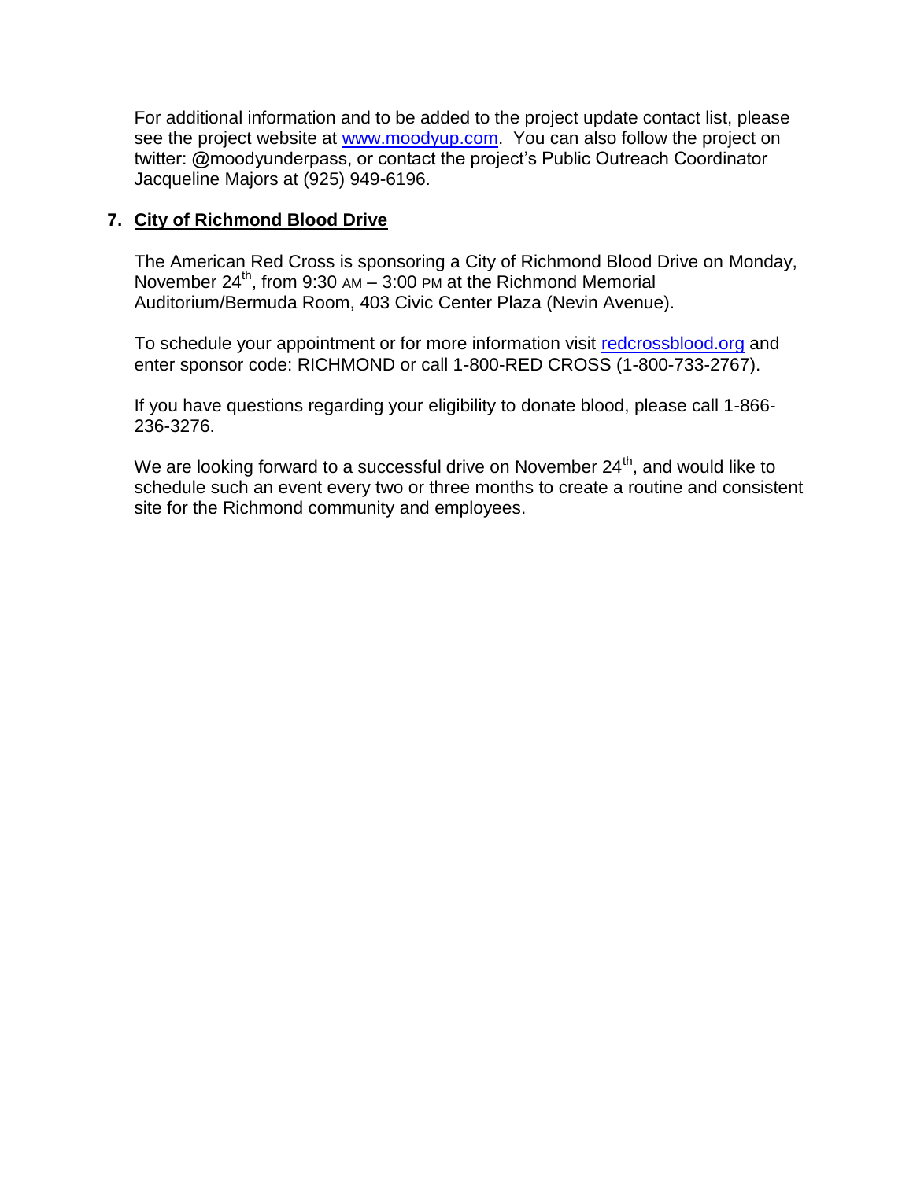For additional information and to be added to the project update contact list, please see the project website at [www.moodyup.com](http://www.moodyup.com). You can also follow the project on twitter: @moodyunderpass, or contact the project's Public Outreach Coordinator Jacqueline Majors at (925) 949-6196.

7. **City of Richmond Blood Drive**

The American Red Cross is sponsoring a City of Richmond Blood Drive on Monday, November 24th, from 9:30 AM – 3:00 PM at the Richmond Memorial Auditorium/Bermuda Room, 403 Civic Center Plaza (Nevin Avenue).

To schedule your appointment or for more information visit [redcrossblood.org](http://redcrossblood.org) and enter sponsor code: RICHMOND or call 1-800-RED CROSS (1-800-733-2767).

If you have questions regarding your eligibility to donate blood, please call 1-866-236-3276.

We are looking forward to a successful drive on November 24th, and would like to schedule such an event every two or three months to create a routine and consistent site for the Richmond community and employees.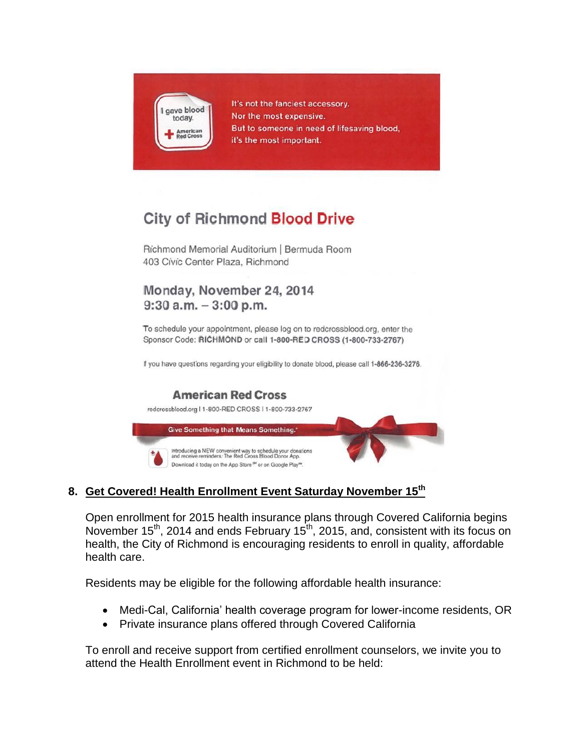I gave blood today.

American Red Cross

It's not the fanciest accessory.
Nor the most expensive.
But to someone in need of lifesaving blood,
it's the most important.

## City of Richmond Blood Drive

Richmond Memorial Auditorium | Bermuda Room
403 Civic Center Plaza, Richmond

### Monday, November 24, 2014
### 9:30 a.m. – 3:00 p.m.

To schedule your appointment, please log on to redcrossblood.org, enter the Sponsor Code: **RICHMOND** or call **1-800-RED CROSS (1-800-733-2767)**

If you have questions regarding your eligibility to donate blood, please call **1-866-236-3276**.

**American Red Cross**

redcrossblood.org | 1-800-RED CROSS | 1-800-733-2767

Give Something that Means Something.®

Introducing a NEW convenient way to schedule your donations and receive reminders: The Red Cross Blood Donor App.
Download it today on the App Store℠ or on Google Play™.

**8. Get Covered! Health Enrollment Event Saturday November 15th**

Open enrollment for 2015 health insurance plans through Covered California begins November 15th, 2014 and ends February 15th, 2015, and, consistent with its focus on health, the City of Richmond is encouraging residents to enroll in quality, affordable health care.

Residents may be eligible for the following affordable health insurance:

- Medi-Cal, California' health coverage program for lower-income residents, OR
- Private insurance plans offered through Covered California

To enroll and receive support from certified enrollment counselors, we invite you to attend the Health Enrollment event in Richmond to be held: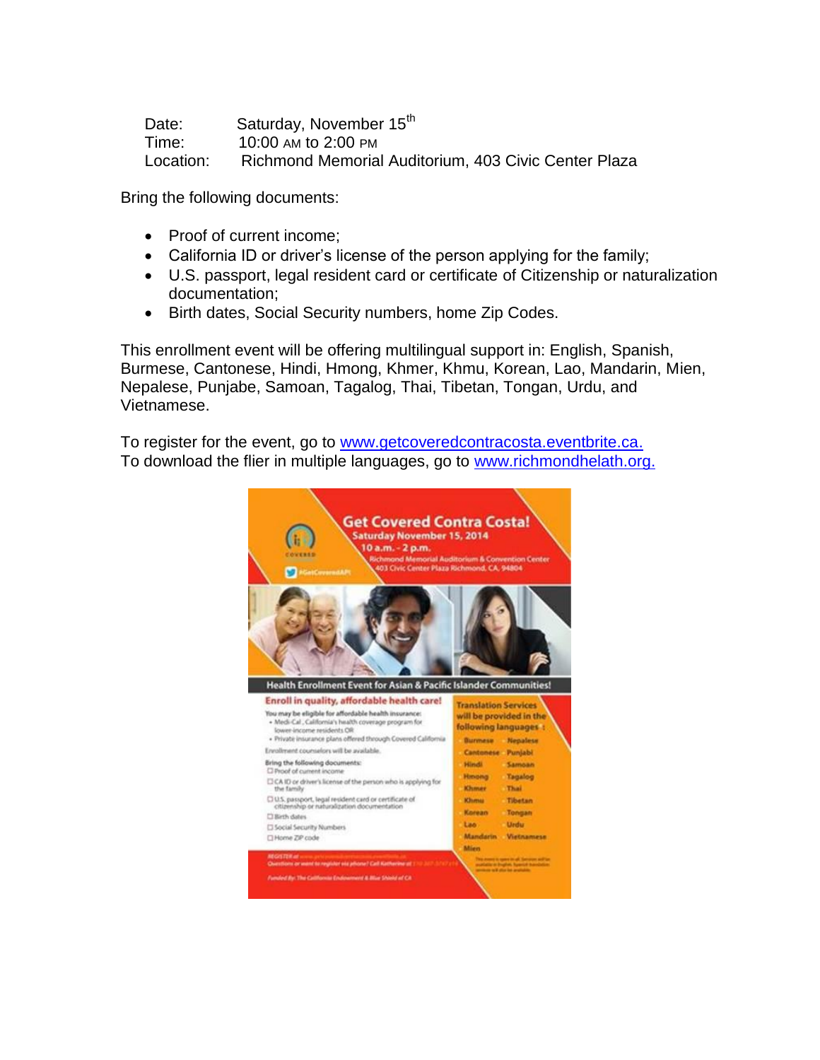Date: Saturday, November 15th
Time: 10:00 AM to 2:00 PM
Location: Richmond Memorial Auditorium, 403 Civic Center Plaza

Bring the following documents:

- Proof of current income;
- California ID or driver's license of the person applying for the family;
- U.S. passport, legal resident card or certificate of Citizenship or naturalization documentation;
- Birth dates, Social Security numbers, home Zip Codes.

This enrollment event will be offering multilingual support in: English, Spanish, Burmese, Cantonese, Hindi, Hmong, Khmer, Khmu, Korean, Lao, Mandarin, Mien, Nepalese, Punjabe, Samoan, Tagalog, Thai, Tibetan, Tongan, Urdu, and Vietnamese.

To register for the event, go to [www.getcoveredcontracosta.eventbrite.ca.](www.getcoveredcontracosta.eventbrite.ca)
To download the flier in multiple languages, go to [www.richmondhelath.org.](www.richmondhelath.org)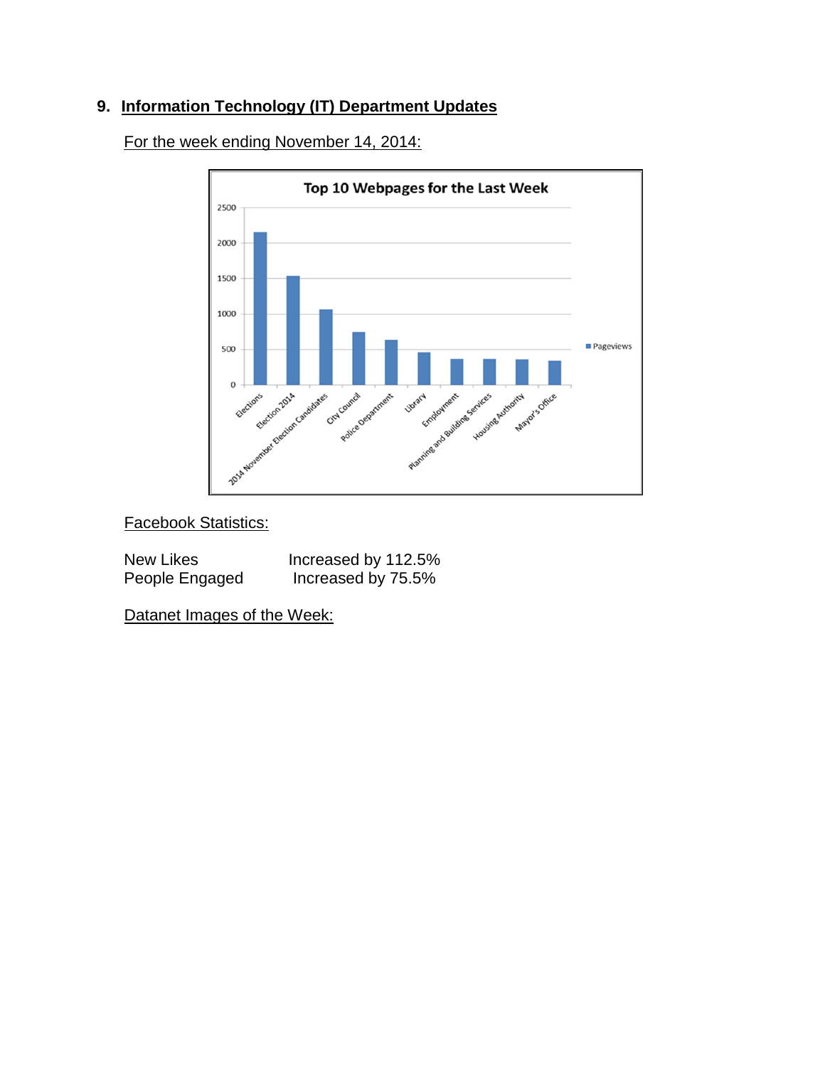## 9. Information Technology (IT) Department Updates

For the week ending November 14, 2014:

Facebook Statistics:

| | |
|---|---|
| New Likes | Increased by 112.5% |
| People Engaged | Increased by 75.5% |

Datanet Images of the Week: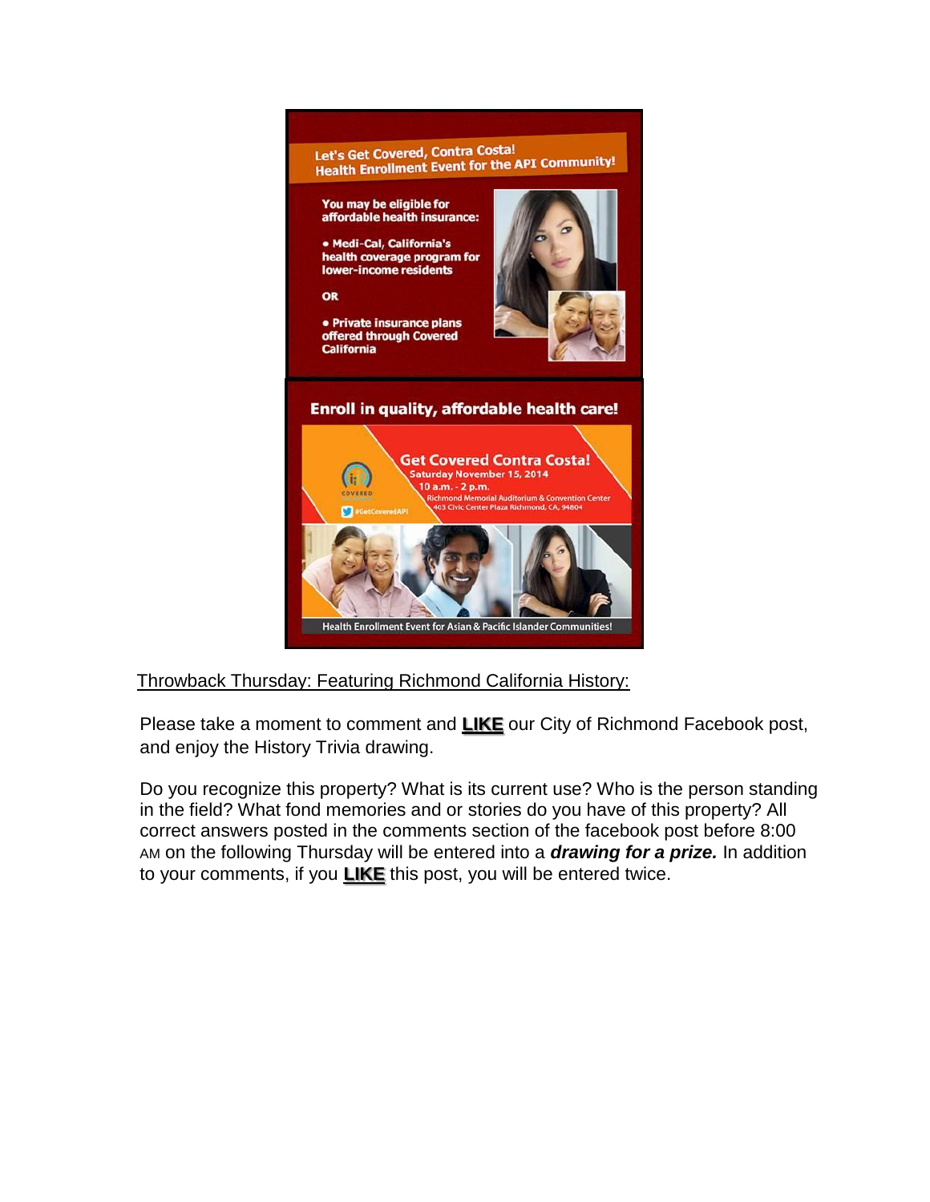Let's Get Covered, Contra Costa!
Health Enrollment Event for the API Community!

You may be eligible for affordable health insurance:

- Medi-Cal, California's health coverage program for lower-income residents

OR

- Private insurance plans offered through Covered California

Enroll in quality, affordable health care!

Get Covered Contra Costa!
Saturday November 15, 2014
10 a.m. - 2 p.m.
Richmond Memorial Auditorium & Convention Center
403 Civic Center Plaza Richmond, CA, 94804

#GetCoveredAPI

Health Enrollment Event for Asian & Pacific Islander Communities!

Throwback Thursday: Featuring Richmond California History:

Please take a moment to comment and **LIKE** our City of Richmond Facebook post, and enjoy the History Trivia drawing.

Do you recognize this property? What is its current use? Who is the person standing in the field? What fond memories and or stories do you have of this property? All correct answers posted in the comments section of the facebook post before 8:00 AM on the following Thursday will be entered into a ***drawing for a prize.*** In addition to your comments, if you **LIKE** this post, you will be entered twice.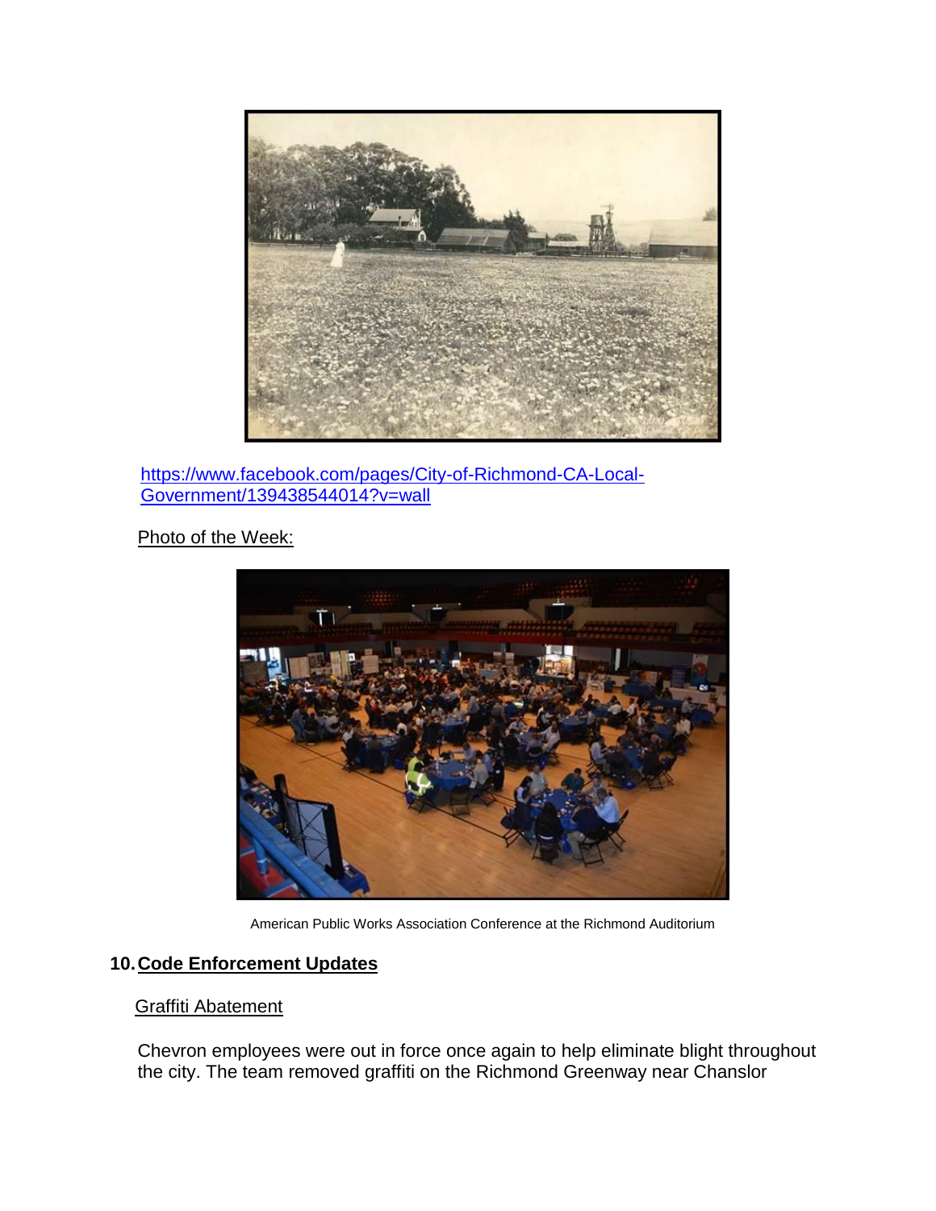[https://www.facebook.com/pages/City-of-Richmond-CA-Local-Government/139438544014?v=wall](https://www.facebook.com/pages/City-of-Richmond-CA-Local-Government/139438544014?v=wall)

Photo of the Week:

American Public Works Association Conference at the Richmond Auditorium

## 10. Code Enforcement Updates

Graffiti Abatement

Chevron employees were out in force once again to help eliminate blight throughout the city. The team removed graffiti on the Richmond Greenway near Chanslor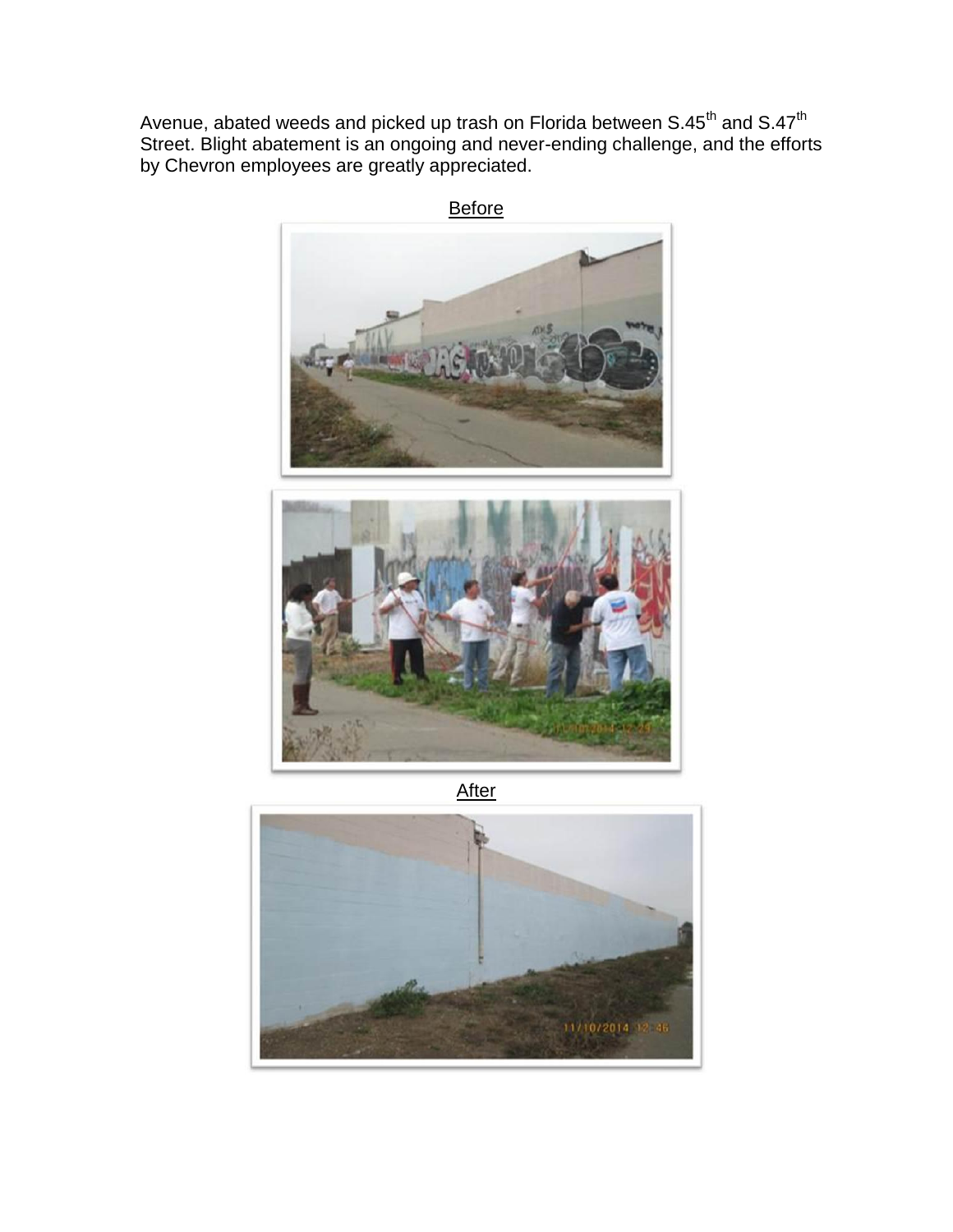Avenue, abated weeds and picked up trash on Florida between S.45th and S.47th Street. Blight abatement is an ongoing and never-ending challenge, and the efforts by Chevron employees are greatly appreciated.

Before

After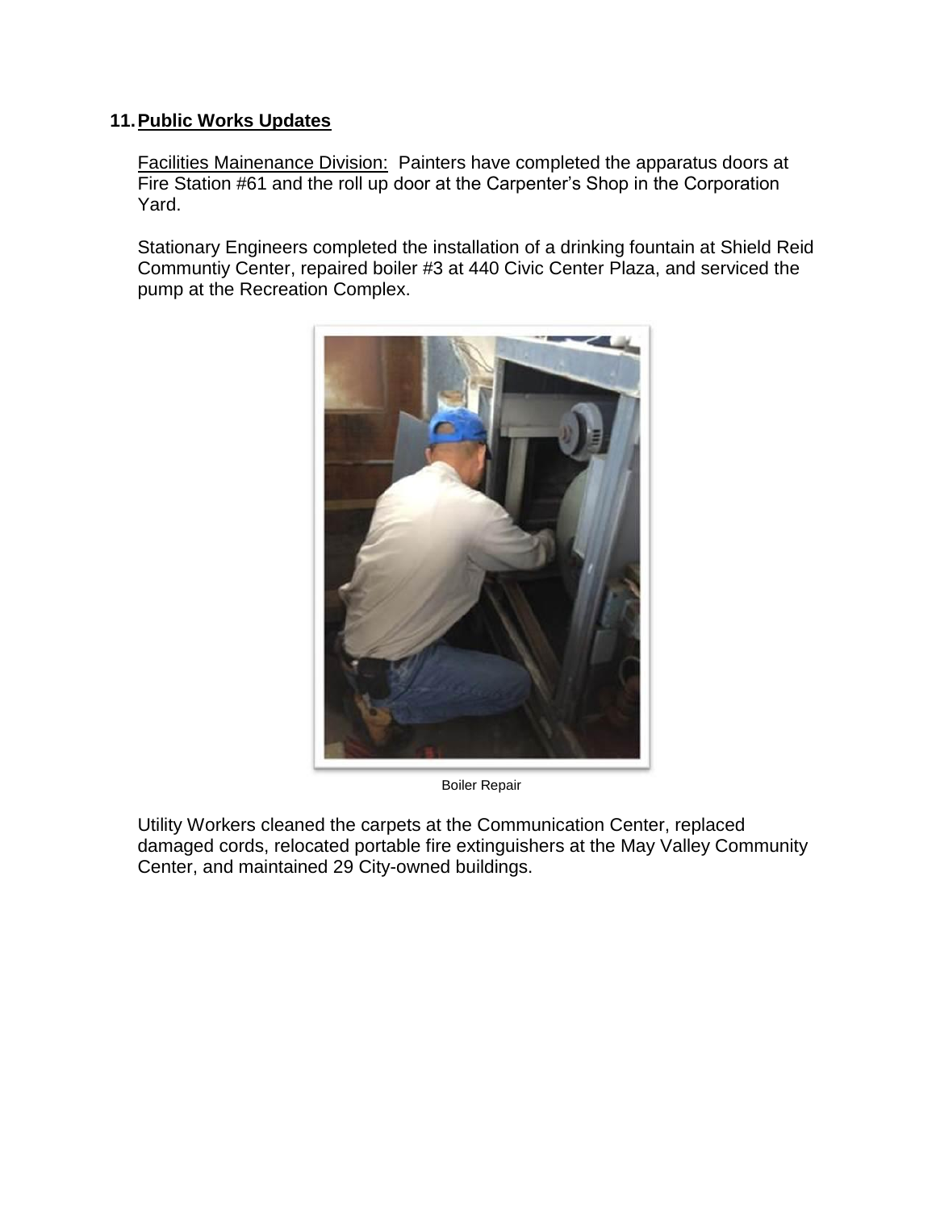**11. Public Works Updates**

Facilities Mainenance Division: Painters have completed the apparatus doors at Fire Station #61 and the roll up door at the Carpenter's Shop in the Corporation Yard.

Stationary Engineers completed the installation of a drinking fountain at Shield Reid Communtiy Center, repaired boiler #3 at 440 Civic Center Plaza, and serviced the pump at the Recreation Complex.

Boiler Repair

Utility Workers cleaned the carpets at the Communication Center, replaced damaged cords, relocated portable fire extinguishers at the May Valley Community Center, and maintained 29 City-owned buildings.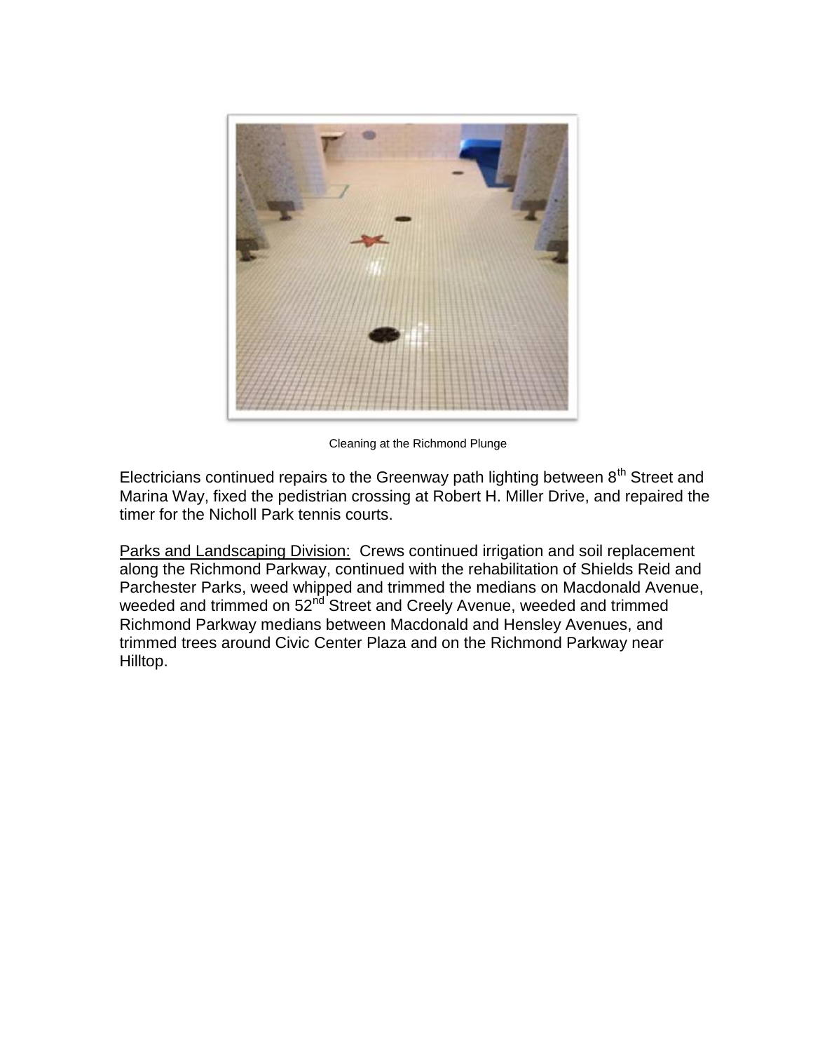Cleaning at the Richmond Plunge

Electricians continued repairs to the Greenway path lighting between 8th Street and Marina Way, fixed the pedistrian crossing at Robert H. Miller Drive, and repaired the timer for the Nicholl Park tennis courts.

Parks and Landscaping Division: Crews continued irrigation and soil replacement along the Richmond Parkway, continued with the rehabilitation of Shields Reid and Parchester Parks, weed whipped and trimmed the medians on Macdonald Avenue, weeded and trimmed on 52nd Street and Creely Avenue, weeded and trimmed Richmond Parkway medians between Macdonald and Hensley Avenues, and trimmed trees around Civic Center Plaza and on the Richmond Parkway near Hilltop.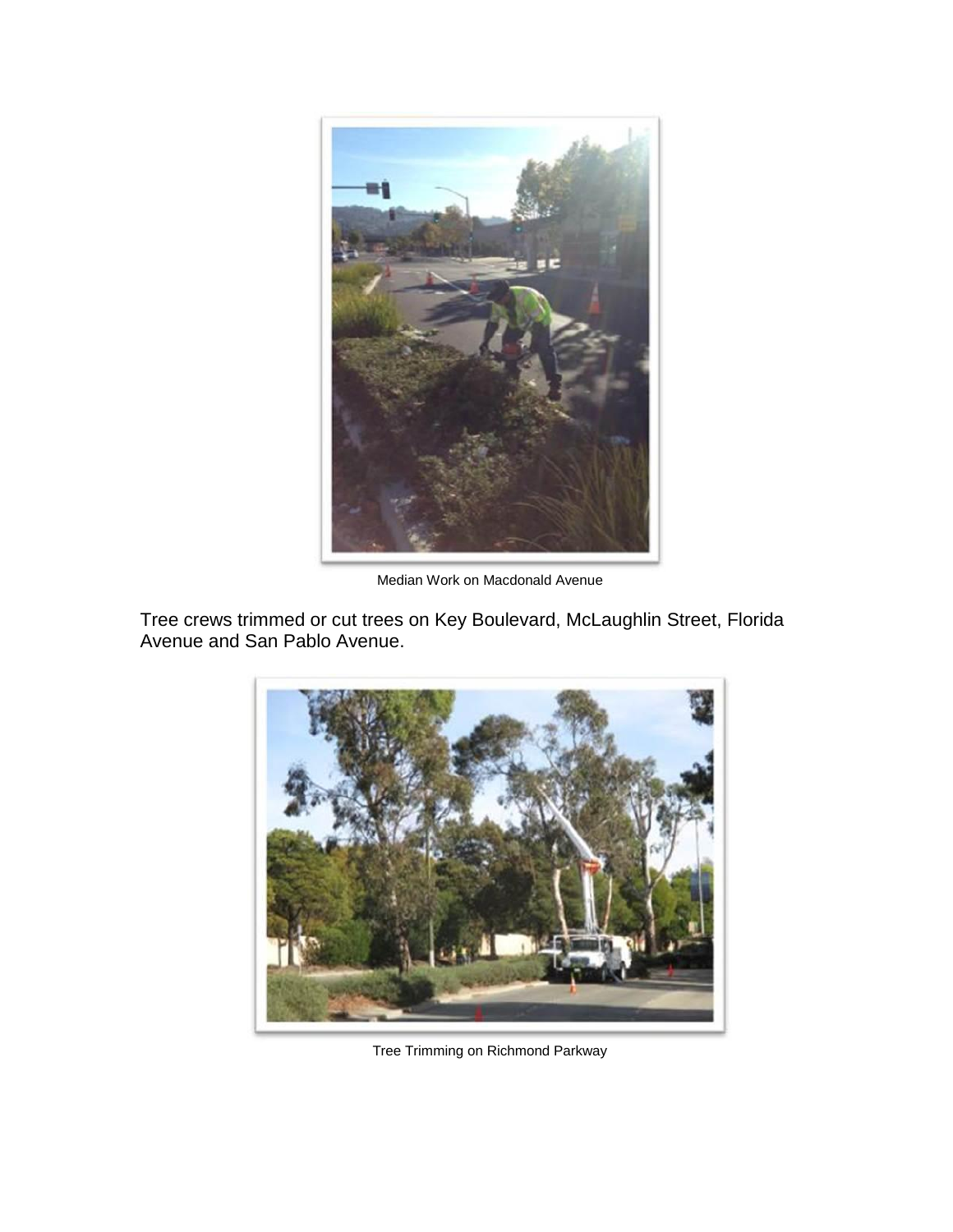Median Work on Macdonald Avenue

Tree crews trimmed or cut trees on Key Boulevard, McLaughlin Street, Florida Avenue and San Pablo Avenue.

Tree Trimming on Richmond Parkway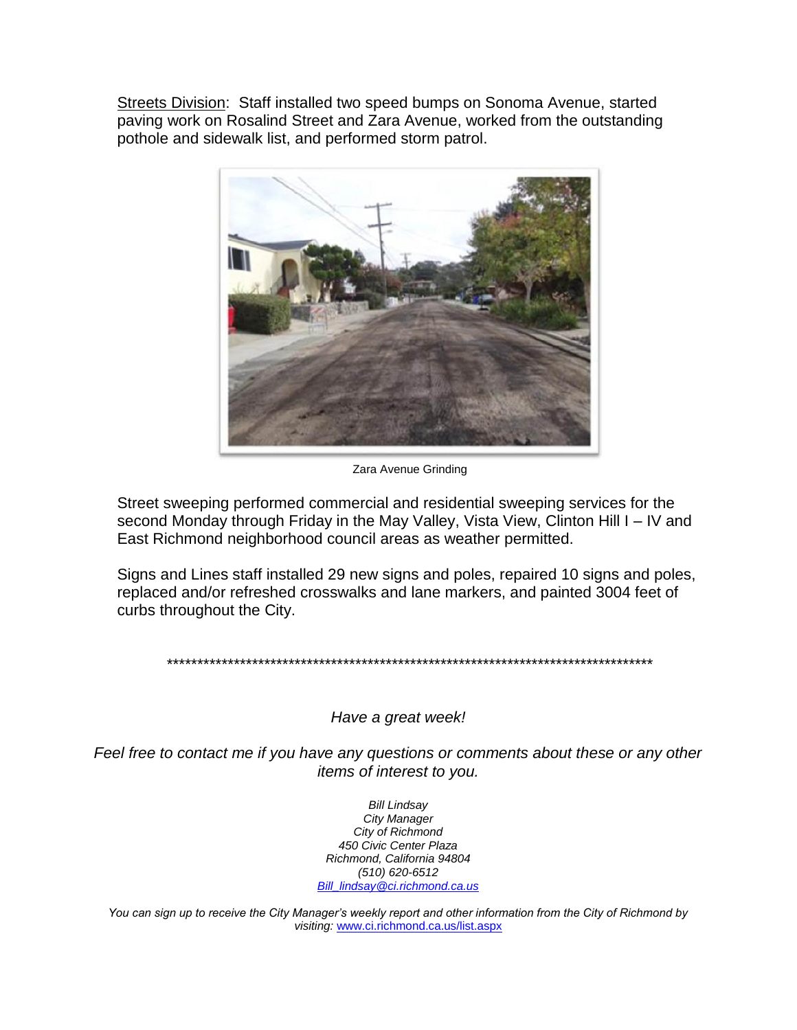<u>Streets Division</u>: Staff installed two speed bumps on Sonoma Avenue, started paving work on Rosalind Street and Zara Avenue, worked from the outstanding pothole and sidewalk list, and performed storm patrol.

Zara Avenue Grinding

Street sweeping performed commercial and residential sweeping services for the second Monday through Friday in the May Valley, Vista View, Clinton Hill I – IV and East Richmond neighborhood council areas as weather permitted.

Signs and Lines staff installed 29 new signs and poles, repaired 10 signs and poles, replaced and/or refreshed crosswalks and lane markers, and painted 3004 feet of curbs throughout the City.

**************************************************************************************

*Have a great week!*

*Feel free to contact me if you have any questions or comments about these or any other items of interest to you.*

*Bill Lindsay*
*City Manager*
*City of Richmond*
*450 Civic Center Plaza*
*Richmond, California 94804*
*(510) 620-6512*
*Bill_lindsay@ci.richmond.ca.us*

*You can sign up to receive the City Manager's weekly report and other information from the City of Richmond by visiting:* www.ci.richmond.ca.us/list.aspx